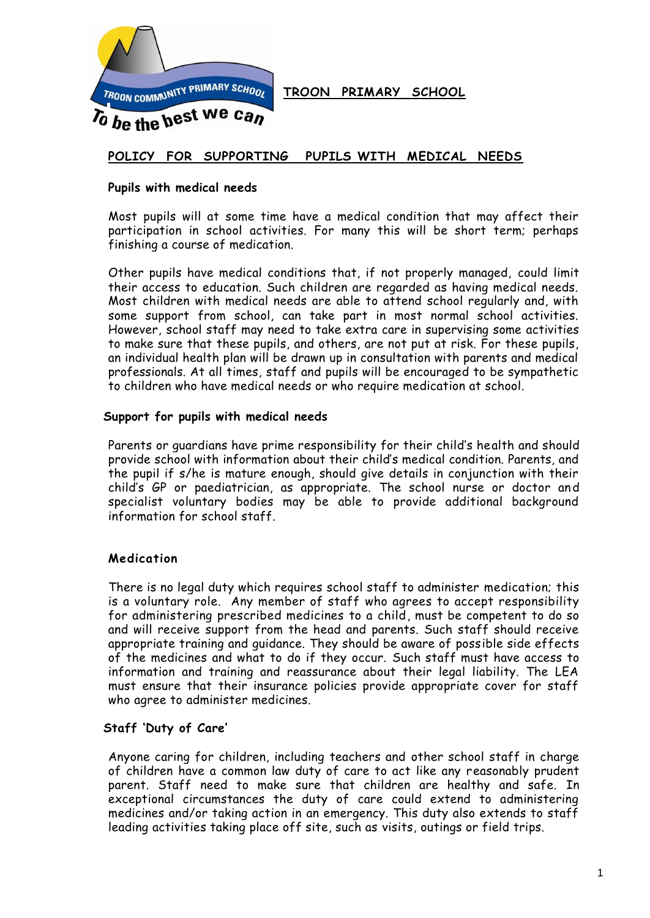# TROON PRIMARY SCHOOL

## POLICY FOR SUPPORTING PUPILS WITH MEDICAL NEEDS

### Pupils with medical needs

Most pupils will at some time have a medical condition that may affect their participation in school activities. For many this will be short term; perhaps finishing a course of medication.

Other pupils have medical conditions that, if not properly managed, could limit their access to education. Such children are regarded as having medical needs. Most children with medical needs are able to attend school regularly and, with some support from school, can take part in most normal school activities. However, school staff may need to take extra care in supervising some activities to make sure that these pupils, and others, are not put at risk. For these pupils, an individual health plan will be drawn up in consultation with parents and medical professionals. At all times, staff and pupils will be encouraged to be sympathetic to children who have medical needs or who require medication at school.

### Support for pupils with medical needs

Parents or guardians have prime responsibility for their child's health and should provide school with information about their child's medical condition. Parents, and the pupil if s/he is mature enough, should give details in conjunction with their child's GP or paediatrician, as appropriate. The school nurse or doctor and specialist voluntary bodies may be able to provide additional background information for school staff.

### Medication

There is no legal duty which requires school staff to administer medication; this is a voluntary role. Any member of staff who agrees to accept responsibility for administering prescribed medicines to a child, must be competent to do so and will receive support from the head and parents. Such staff should receive appropriate training and guidance. They should be aware of possible side effects of the medicines and what to do if they occur. Such staff must have access to information and training and reassurance about their legal liability. The LEA must ensure that their insurance policies provide appropriate cover for staff who agree to administer medicines.

### Staff 'Duty of Care'

Anyone caring for children, including teachers and other school staff in charge of children have a common law duty of care to act like any reasonably prudent parent. Staff need to make sure that children are healthy and safe. In exceptional circumstances the duty of care could extend to administering medicines and/or taking action in an emergency. This duty also extends to staff leading activities taking place off site, such as visits, outings or field trips.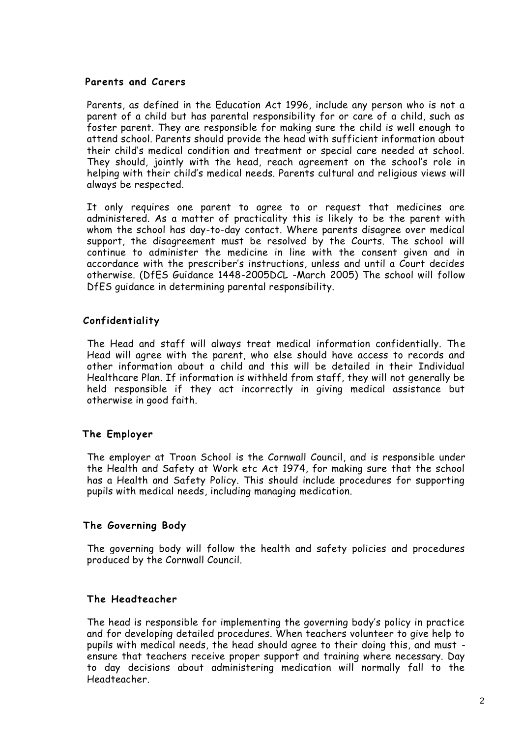### Parents and Carers

Parents, as defined in the Education Act 1996, include any person who is not a parent of a child but has parental responsibility for or care of a child, such as foster parent. They are responsible for making sure the child is well enough to attend school. Parents should provide the head with sufficient information about their child's medical condition and treatment or special care needed at school. They should, jointly with the head, reach agreement on the school's role in helping with their child's medical needs. Parents cultural and religious views will always be respected.

It only requires one parent to agree to or request that medicines are administered. As a matter of practicality this is likely to be the parent with whom the school has day-to-day contact. Where parents disagree over medical support, the disagreement must be resolved by the Courts. The school will continue to administer the medicine in line with the consent given and in accordance with the prescriber's instructions, unless and until a Court decides otherwise. (DfES Guidance 1448-2005DCL -March 2005) The school will follow DfES guidance in determining parental responsibility.

### Confidentiality

The Head and staff will always treat medical information confidentially. The Head will agree with the parent, who else should have access to records and other information about a child and this will be detailed in their Individual Healthcare Plan. If information is withheld from staff, they will not generally be held responsible if they act incorrectly in giving medical assistance but otherwise in good faith.

### The Employer

The employer at Troon School is the Cornwall Council, and is responsible under the Health and Safety at Work etc Act 1974, for making sure that the school has a Health and Safety Policy. This should include procedures for supporting pupils with medical needs, including managing medication.

### The Governing Body

The governing body will follow the health and safety policies and procedures produced by the Cornwall Council.

### The Headteacher

The head is responsible for implementing the governing body's policy in practice and for developing detailed procedures. When teachers volunteer to give help to pupils with medical needs, the head should agree to their doing this, and must - ensure that teachers receive proper support and training where necessary. Day to day decisions about administering medication will normally fall to the Headteacher.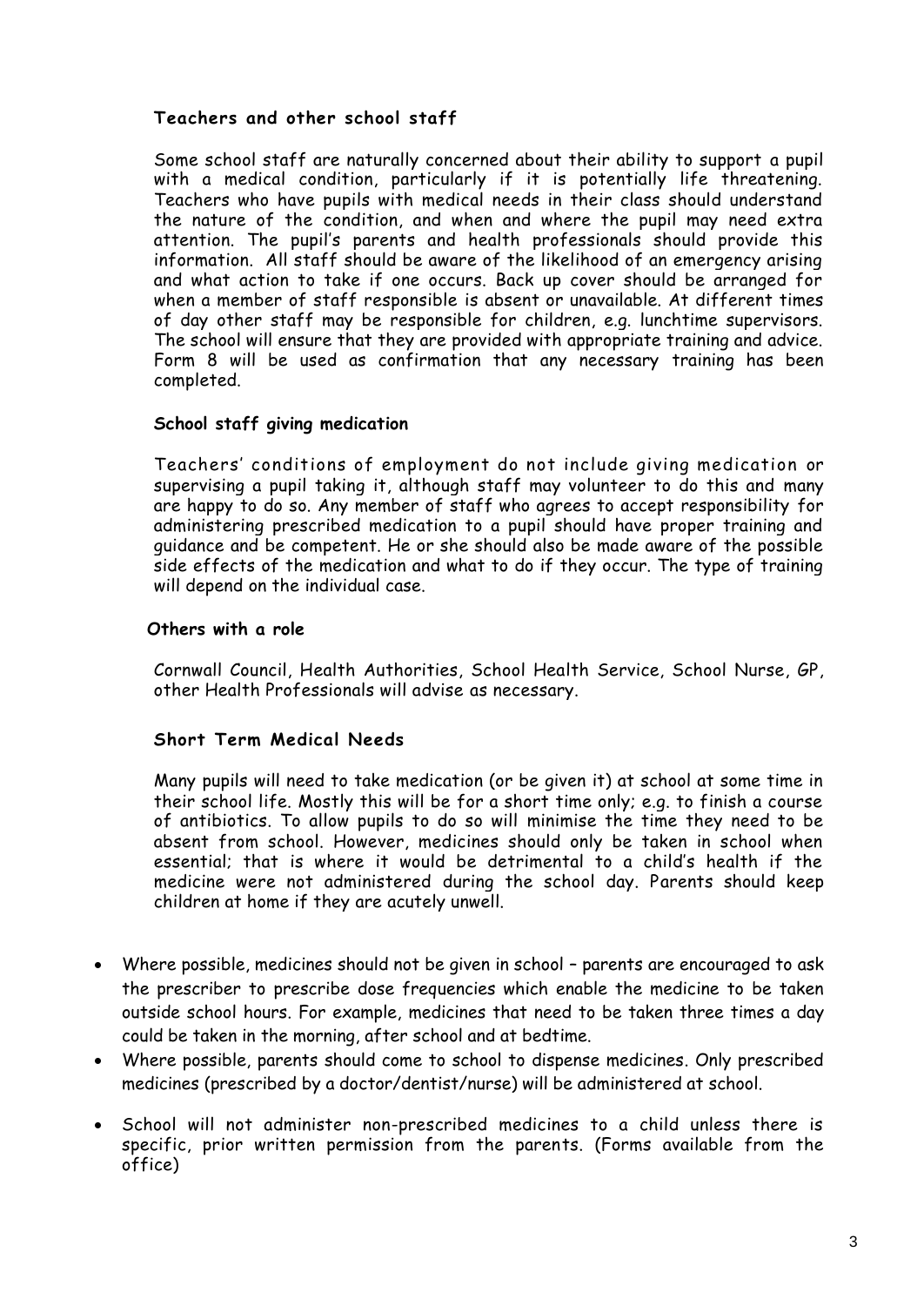### Teachers and other school staff

Some school staff are naturally concerned about their ability to support a pupil with a medical condition, particularly if it is potentially life threatening. Teachers who have pupils with medical needs in their class should understand the nature of the condition, and when and where the pupil may need extra attention. The pupil's parents and health professionals should provide this information. All staff should be aware of the likelihood of an emergency arising and what action to take if one occurs. Back up cover should be arranged for when a member of staff responsible is absent or unavailable. At different times of day other staff may be responsible for children, e.g. lunchtime supervisors. The school will ensure that they are provided with appropriate training and advice. Form 8 will be used as confirmation that any necessary training has been completed.

### School staff giving medication

Teachers' conditions of employment do not include giving medication or supervising a pupil taking it, although staff may volunteer to do this and many are happy to do so. Any member of staff who agrees to accept responsibility for administering prescribed medication to a pupil should have proper training and guidance and be competent. He or she should also be made aware of the possible side effects of the medication and what to do if they occur. The type of training will depend on the individual case.

### Others with a role

Cornwall Council, Health Authorities, School Health Service, School Nurse, GP, other Health Professionals will advise as necessary.

### Short Term Medical Needs

Many pupils will need to take medication (or be given it) at school at some time in their school life. Mostly this will be for a short time only; e.g. to finish a course of antibiotics. To allow pupils to do so will minimise the time they need to be absent from school. However, medicines should only be taken in school when essential; that is where it would be detrimental to a child's health if the medicine were not administered during the school day. Parents should keep children at home if they are acutely unwell.

- Where possible, medicines should not be given in school – parents are encouraged to ask the prescriber to prescribe dose frequencies which enable the medicine to be taken outside school hours. For example, medicines that need to be taken three times a day could be taken in the morning, after school and at bedtime.
- Where possible, parents should come to school to dispense medicines. Only prescribed medicines (prescribed by a doctor/dentist/nurse) will be administered at school.
- School will not administer non-prescribed medicines to a child unless there is specific, prior written permission from the parents. (Forms available from the office)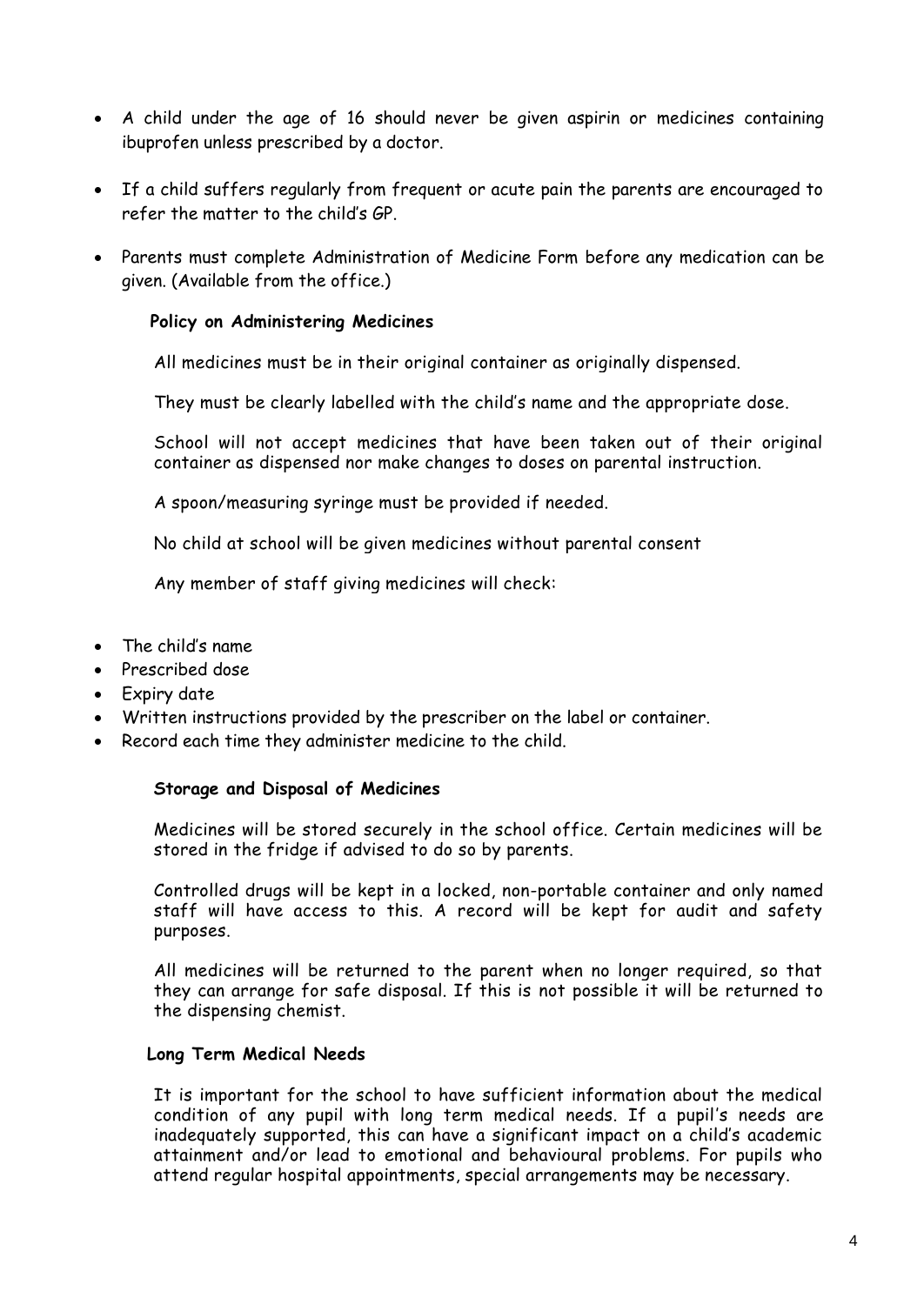- A child under the age of 16 should never be given aspirin or medicines containing ibuprofen unless prescribed by a doctor.
- If a child suffers regularly from frequent or acute pain the parents are encouraged to refer the matter to the child's GP.
- Parents must complete Administration of Medicine Form before any medication can be given. (Available from the office.)

**Policy on Administering Medicines**

All medicines must be in their original container as originally dispensed.

They must be clearly labelled with the child's name and the appropriate dose.

School will not accept medicines that have been taken out of their original container as dispensed nor make changes to doses on parental instruction.

A spoon/measuring syringe must be provided if needed.

No child at school will be given medicines without parental consent

Any member of staff giving medicines will check:

- The child's name
- Prescribed dose
- Expiry date
- Written instructions provided by the prescriber on the label or container.
- Record each time they administer medicine to the child.

**Storage and Disposal of Medicines**

Medicines will be stored securely in the school office. Certain medicines will be stored in the fridge if advised to do so by parents.

Controlled drugs will be kept in a locked, non-portable container and only named staff will have access to this. A record will be kept for audit and safety purposes.

All medicines will be returned to the parent when no longer required, so that they can arrange for safe disposal. If this is not possible it will be returned to the dispensing chemist.

**Long Term Medical Needs**

It is important for the school to have sufficient information about the medical condition of any pupil with long term medical needs. If a pupil's needs are inadequately supported, this can have a significant impact on a child's academic attainment and/or lead to emotional and behavioural problems. For pupils who attend regular hospital appointments, special arrangements may be necessary.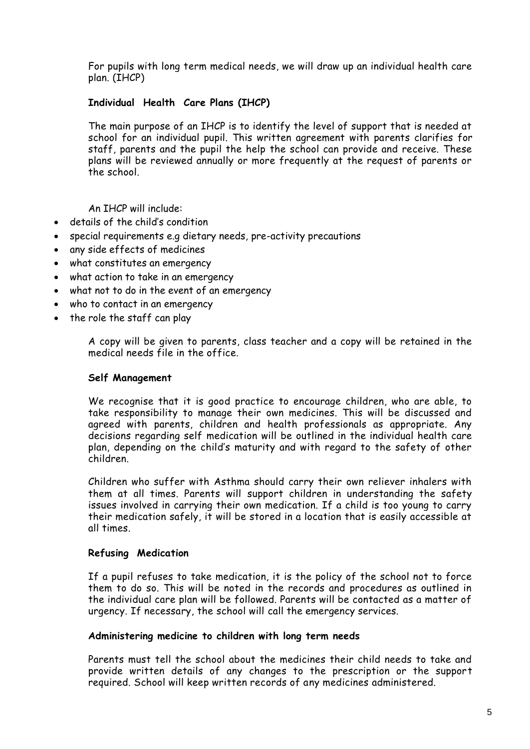For pupils with long term medical needs, we will draw up an individual health care plan. (IHCP)

**Individual Health Care Plans (IHCP)**

The main purpose of an IHCP is to identify the level of support that is needed at school for an individual pupil. This written agreement with parents clarifies for staff, parents and the pupil the help the school can provide and receive. These plans will be reviewed annually or more frequently at the request of parents or the school.

An IHCP will include:

- details of the child's condition
- special requirements e.g dietary needs, pre-activity precautions
- any side effects of medicines
- what constitutes an emergency
- what action to take in an emergency
- what not to do in the event of an emergency
- who to contact in an emergency
- the role the staff can play

A copy will be given to parents, class teacher and a copy will be retained in the medical needs file in the office.

**Self Management**

We recognise that it is good practice to encourage children, who are able, to take responsibility to manage their own medicines. This will be discussed and agreed with parents, children and health professionals as appropriate. Any decisions regarding self medication will be outlined in the individual health care plan, depending on the child's maturity and with regard to the safety of other children.

Children who suffer with Asthma should carry their own reliever inhalers with them at all times. Parents will support children in understanding the safety issues involved in carrying their own medication. If a child is too young to carry their medication safely, it will be stored in a location that is easily accessible at all times.

**Refusing Medication**

If a pupil refuses to take medication, it is the policy of the school not to force them to do so. This will be noted in the records and procedures as outlined in the individual care plan will be followed. Parents will be contacted as a matter of urgency. If necessary, the school will call the emergency services.

**Administering medicine to children with long term needs**

Parents must tell the school about the medicines their child needs to take and provide written details of any changes to the prescription or the support required. School will keep written records of any medicines administered.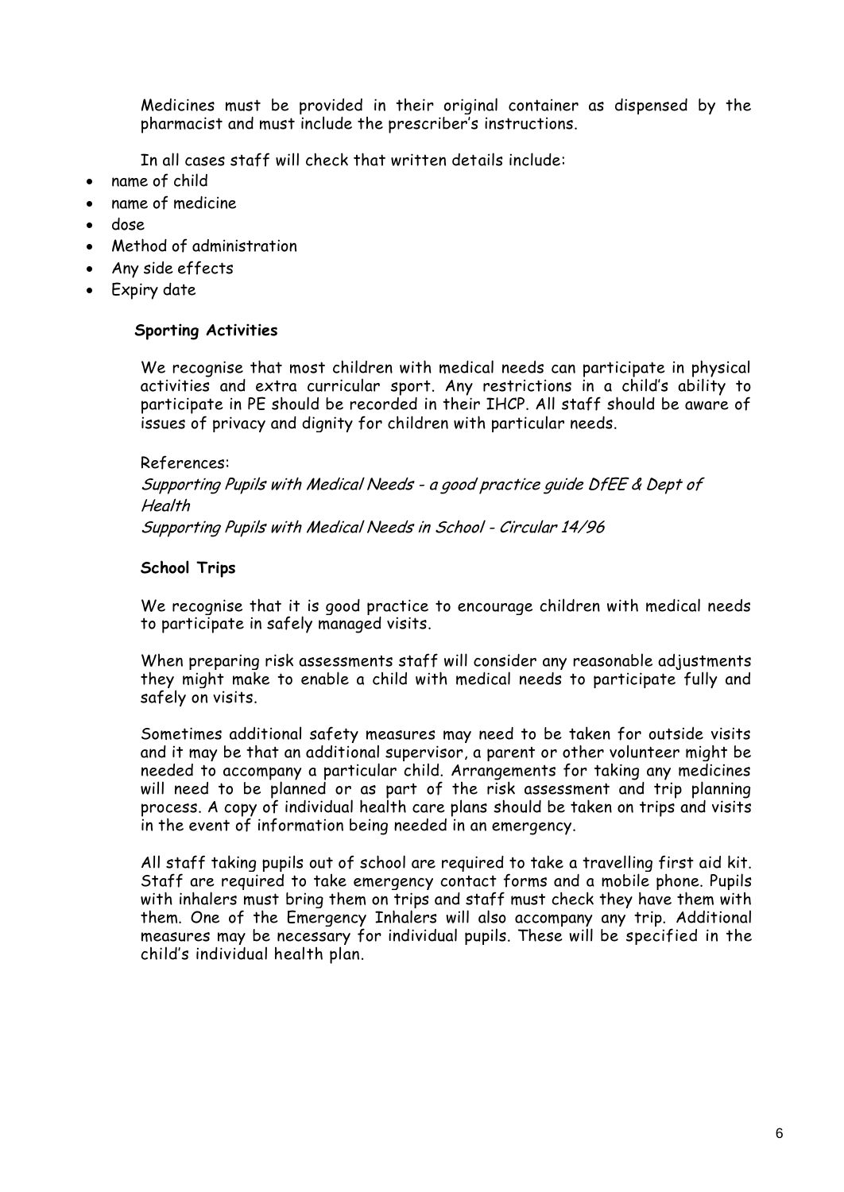Medicines must be provided in their original container as dispensed by the pharmacist and must include the prescriber's instructions.

In all cases staff will check that written details include:

- name of child
- name of medicine
- dose
- Method of administration
- Any side effects
- Expiry date

### Sporting Activities

We recognise that most children with medical needs can participate in physical activities and extra curricular sport. Any restrictions in a child's ability to participate in PE should be recorded in their IHCP. All staff should be aware of issues of privacy and dignity for children with particular needs.

References:

*Supporting Pupils with Medical Needs - a good practice guide DfEE & Dept of Health*

*Supporting Pupils with Medical Needs in School - Circular 14/96*

### School Trips

We recognise that it is good practice to encourage children with medical needs to participate in safely managed visits.

When preparing risk assessments staff will consider any reasonable adjustments they might make to enable a child with medical needs to participate fully and safely on visits.

Sometimes additional safety measures may need to be taken for outside visits and it may be that an additional supervisor, a parent or other volunteer might be needed to accompany a particular child. Arrangements for taking any medicines will need to be planned or as part of the risk assessment and trip planning process. A copy of individual health care plans should be taken on trips and visits in the event of information being needed in an emergency.

All staff taking pupils out of school are required to take a travelling first aid kit. Staff are required to take emergency contact forms and a mobile phone. Pupils with inhalers must bring them on trips and staff must check they have them with them. One of the Emergency Inhalers will also accompany any trip. Additional measures may be necessary for individual pupils. These will be specified in the child's individual health plan.